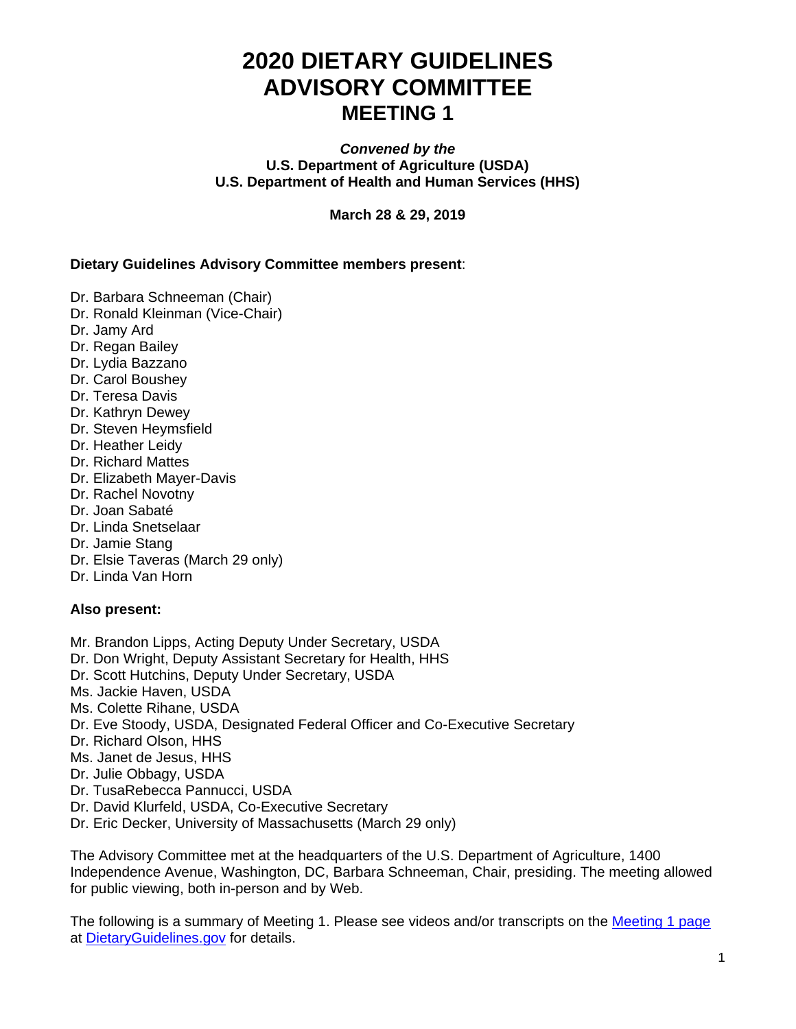# 2020 DIETARY GUIDELINES ADVISORY COMMITTEE
## MEETING 1

***Convened by the***
**U.S. Department of Agriculture (USDA)**
**U.S. Department of Health and Human Services (HHS)**

**March 28 & 29, 2019**

**Dietary Guidelines Advisory Committee members present**:

Dr. Barbara Schneeman (Chair)
Dr. Ronald Kleinman (Vice-Chair)
Dr. Jamy Ard
Dr. Regan Bailey
Dr. Lydia Bazzano
Dr. Carol Boushey
Dr. Teresa Davis
Dr. Kathryn Dewey
Dr. Steven Heymsfield
Dr. Heather Leidy
Dr. Richard Mattes
Dr. Elizabeth Mayer-Davis
Dr. Rachel Novotny
Dr. Joan Sabaté
Dr. Linda Snetselaar
Dr. Jamie Stang
Dr. Elsie Taveras (March 29 only)
Dr. Linda Van Horn

**Also present:**

Mr. Brandon Lipps, Acting Deputy Under Secretary, USDA
Dr. Don Wright, Deputy Assistant Secretary for Health, HHS
Dr. Scott Hutchins, Deputy Under Secretary, USDA
Ms. Jackie Haven, USDA
Ms. Colette Rihane, USDA
Dr. Eve Stoody, USDA, Designated Federal Officer and Co-Executive Secretary
Dr. Richard Olson, HHS
Ms. Janet de Jesus, HHS
Dr. Julie Obbagy, USDA
Dr. TusaRebecca Pannucci, USDA
Dr. David Klurfeld, USDA, Co-Executive Secretary
Dr. Eric Decker, University of Massachusetts (March 29 only)

The Advisory Committee met at the headquarters of the U.S. Department of Agriculture, 1400 Independence Avenue, Washington, DC, Barbara Schneeman, Chair, presiding. The meeting allowed for public viewing, both in-person and by Web.

The following is a summary of Meeting 1. Please see videos and/or transcripts on the [Meeting 1 page](Meeting 1 page) at [DietaryGuidelines.gov](DietaryGuidelines.gov) for details.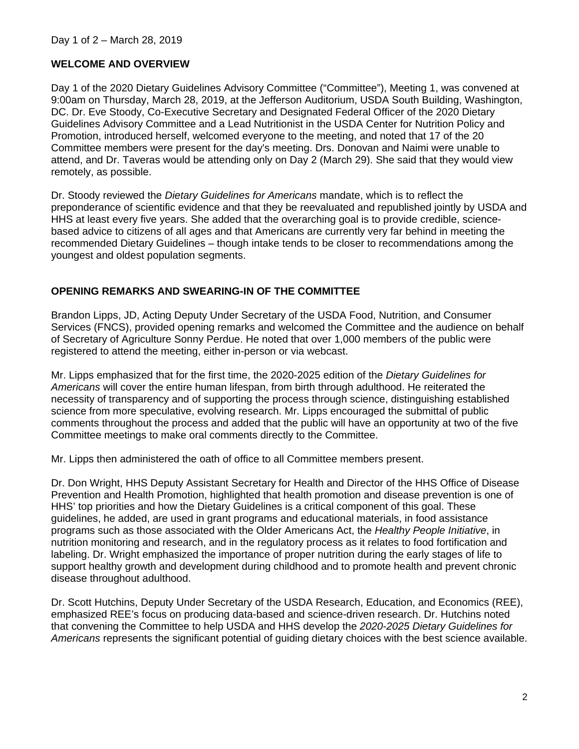Day 1 of 2 – March 28, 2019

## WELCOME AND OVERVIEW

Day 1 of the 2020 Dietary Guidelines Advisory Committee ("Committee"), Meeting 1, was convened at 9:00am on Thursday, March 28, 2019, at the Jefferson Auditorium, USDA South Building, Washington, DC. Dr. Eve Stoody, Co-Executive Secretary and Designated Federal Officer of the 2020 Dietary Guidelines Advisory Committee and a Lead Nutritionist in the USDA Center for Nutrition Policy and Promotion, introduced herself, welcomed everyone to the meeting, and noted that 17 of the 20 Committee members were present for the day's meeting. Drs. Donovan and Naimi were unable to attend, and Dr. Taveras would be attending only on Day 2 (March 29). She said that they would view remotely, as possible.

Dr. Stoody reviewed the *Dietary Guidelines for Americans* mandate, which is to reflect the preponderance of scientific evidence and that they be reevaluated and republished jointly by USDA and HHS at least every five years. She added that the overarching goal is to provide credible, science-based advice to citizens of all ages and that Americans are currently very far behind in meeting the recommended Dietary Guidelines – though intake tends to be closer to recommendations among the youngest and oldest population segments.

## OPENING REMARKS AND SWEARING-IN OF THE COMMITTEE

Brandon Lipps, JD, Acting Deputy Under Secretary of the USDA Food, Nutrition, and Consumer Services (FNCS), provided opening remarks and welcomed the Committee and the audience on behalf of Secretary of Agriculture Sonny Perdue. He noted that over 1,000 members of the public were registered to attend the meeting, either in-person or via webcast.

Mr. Lipps emphasized that for the first time, the 2020-2025 edition of the *Dietary Guidelines for Americans* will cover the entire human lifespan, from birth through adulthood. He reiterated the necessity of transparency and of supporting the process through science, distinguishing established science from more speculative, evolving research. Mr. Lipps encouraged the submittal of public comments throughout the process and added that the public will have an opportunity at two of the five Committee meetings to make oral comments directly to the Committee.

Mr. Lipps then administered the oath of office to all Committee members present.

Dr. Don Wright, HHS Deputy Assistant Secretary for Health and Director of the HHS Office of Disease Prevention and Health Promotion, highlighted that health promotion and disease prevention is one of HHS' top priorities and how the Dietary Guidelines is a critical component of this goal. These guidelines, he added, are used in grant programs and educational materials, in food assistance programs such as those associated with the Older Americans Act, the *Healthy People Initiative*, in nutrition monitoring and research, and in the regulatory process as it relates to food fortification and labeling. Dr. Wright emphasized the importance of proper nutrition during the early stages of life to support healthy growth and development during childhood and to promote health and prevent chronic disease throughout adulthood.

Dr. Scott Hutchins, Deputy Under Secretary of the USDA Research, Education, and Economics (REE), emphasized REE's focus on producing data-based and science-driven research. Dr. Hutchins noted that convening the Committee to help USDA and HHS develop the *2020-2025 Dietary Guidelines for Americans* represents the significant potential of guiding dietary choices with the best science available.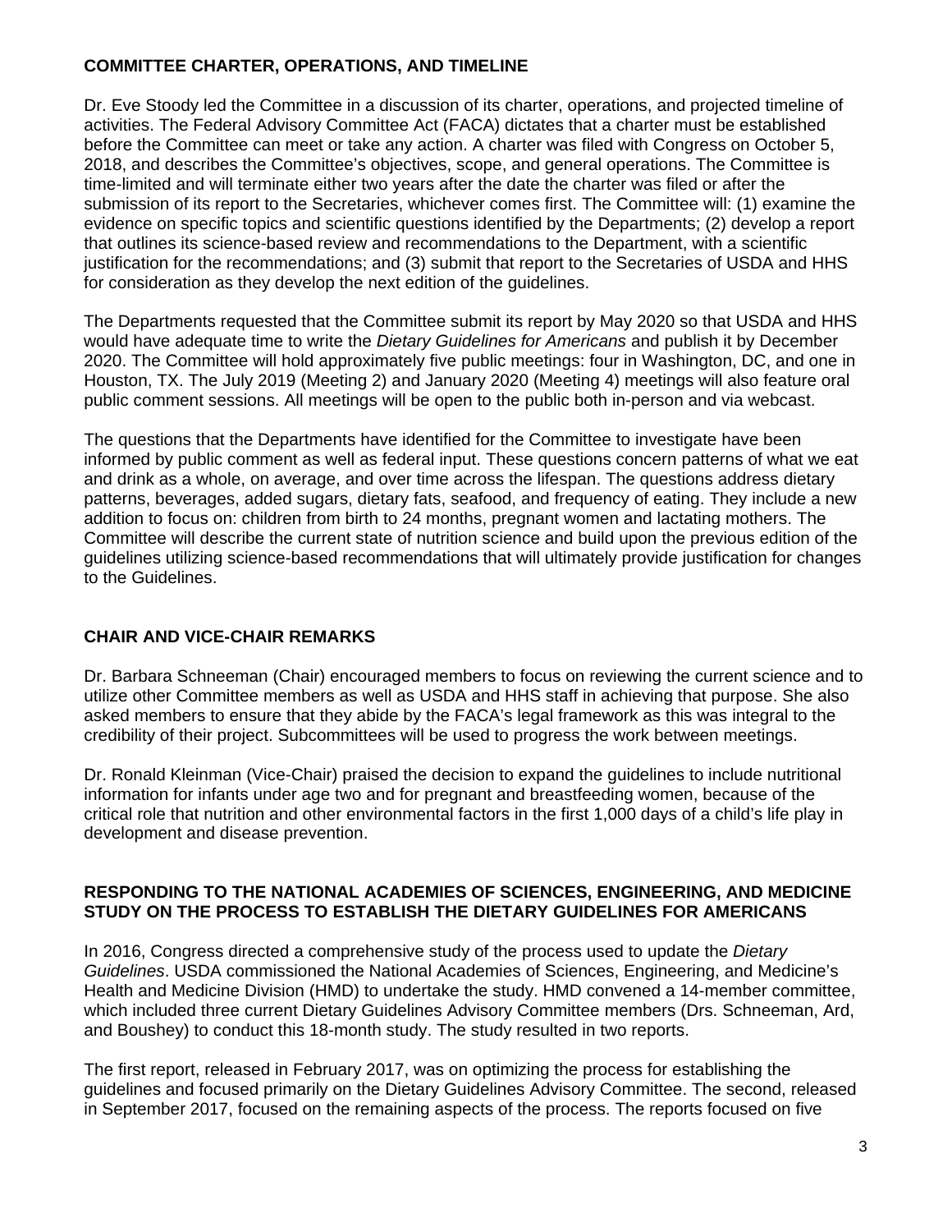## COMMITTEE CHARTER, OPERATIONS, AND TIMELINE

Dr. Eve Stoody led the Committee in a discussion of its charter, operations, and projected timeline of activities. The Federal Advisory Committee Act (FACA) dictates that a charter must be established before the Committee can meet or take any action. A charter was filed with Congress on October 5, 2018, and describes the Committee's objectives, scope, and general operations. The Committee is time-limited and will terminate either two years after the date the charter was filed or after the submission of its report to the Secretaries, whichever comes first. The Committee will: (1) examine the evidence on specific topics and scientific questions identified by the Departments; (2) develop a report that outlines its science-based review and recommendations to the Department, with a scientific justification for the recommendations; and (3) submit that report to the Secretaries of USDA and HHS for consideration as they develop the next edition of the guidelines.

The Departments requested that the Committee submit its report by May 2020 so that USDA and HHS would have adequate time to write the *Dietary Guidelines for Americans* and publish it by December 2020. The Committee will hold approximately five public meetings: four in Washington, DC, and one in Houston, TX. The July 2019 (Meeting 2) and January 2020 (Meeting 4) meetings will also feature oral public comment sessions. All meetings will be open to the public both in-person and via webcast.

The questions that the Departments have identified for the Committee to investigate have been informed by public comment as well as federal input. These questions concern patterns of what we eat and drink as a whole, on average, and over time across the lifespan. The questions address dietary patterns, beverages, added sugars, dietary fats, seafood, and frequency of eating. They include a new addition to focus on: children from birth to 24 months, pregnant women and lactating mothers. The Committee will describe the current state of nutrition science and build upon the previous edition of the guidelines utilizing science-based recommendations that will ultimately provide justification for changes to the Guidelines.

## CHAIR AND VICE-CHAIR REMARKS

Dr. Barbara Schneeman (Chair) encouraged members to focus on reviewing the current science and to utilize other Committee members as well as USDA and HHS staff in achieving that purpose. She also asked members to ensure that they abide by the FACA's legal framework as this was integral to the credibility of their project. Subcommittees will be used to progress the work between meetings.

Dr. Ronald Kleinman (Vice-Chair) praised the decision to expand the guidelines to include nutritional information for infants under age two and for pregnant and breastfeeding women, because of the critical role that nutrition and other environmental factors in the first 1,000 days of a child's life play in development and disease prevention.

## RESPONDING TO THE NATIONAL ACADEMIES OF SCIENCES, ENGINEERING, AND MEDICINE STUDY ON THE PROCESS TO ESTABLISH THE DIETARY GUIDELINES FOR AMERICANS

In 2016, Congress directed a comprehensive study of the process used to update the *Dietary Guidelines*. USDA commissioned the National Academies of Sciences, Engineering, and Medicine's Health and Medicine Division (HMD) to undertake the study. HMD convened a 14-member committee, which included three current Dietary Guidelines Advisory Committee members (Drs. Schneeman, Ard, and Boushey) to conduct this 18-month study. The study resulted in two reports.

The first report, released in February 2017, was on optimizing the process for establishing the guidelines and focused primarily on the Dietary Guidelines Advisory Committee. The second, released in September 2017, focused on the remaining aspects of the process. The reports focused on five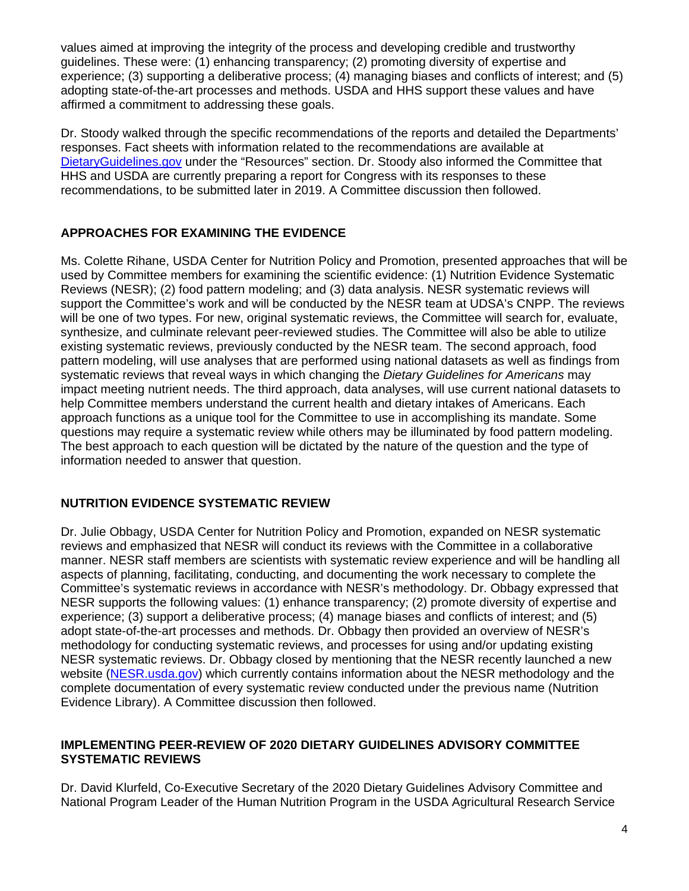values aimed at improving the integrity of the process and developing credible and trustworthy guidelines. These were: (1) enhancing transparency; (2) promoting diversity of expertise and experience; (3) supporting a deliberative process; (4) managing biases and conflicts of interest; and (5) adopting state-of-the-art processes and methods. USDA and HHS support these values and have affirmed a commitment to addressing these goals.

Dr. Stoody walked through the specific recommendations of the reports and detailed the Departments' responses. Fact sheets with information related to the recommendations are available at [DietaryGuidelines.gov](DietaryGuidelines.gov) under the "Resources" section. Dr. Stoody also informed the Committee that HHS and USDA are currently preparing a report for Congress with its responses to these recommendations, to be submitted later in 2019. A Committee discussion then followed.

## APPROACHES FOR EXAMINING THE EVIDENCE

Ms. Colette Rihane, USDA Center for Nutrition Policy and Promotion, presented approaches that will be used by Committee members for examining the scientific evidence: (1) Nutrition Evidence Systematic Reviews (NESR); (2) food pattern modeling; and (3) data analysis. NESR systematic reviews will support the Committee's work and will be conducted by the NESR team at UDSA's CNPP. The reviews will be one of two types. For new, original systematic reviews, the Committee will search for, evaluate, synthesize, and culminate relevant peer-reviewed studies. The Committee will also be able to utilize existing systematic reviews, previously conducted by the NESR team. The second approach, food pattern modeling, will use analyses that are performed using national datasets as well as findings from systematic reviews that reveal ways in which changing the *Dietary Guidelines for Americans* may impact meeting nutrient needs. The third approach, data analyses, will use current national datasets to help Committee members understand the current health and dietary intakes of Americans. Each approach functions as a unique tool for the Committee to use in accomplishing its mandate. Some questions may require a systematic review while others may be illuminated by food pattern modeling. The best approach to each question will be dictated by the nature of the question and the type of information needed to answer that question.

## NUTRITION EVIDENCE SYSTEMATIC REVIEW

Dr. Julie Obbagy, USDA Center for Nutrition Policy and Promotion, expanded on NESR systematic reviews and emphasized that NESR will conduct its reviews with the Committee in a collaborative manner. NESR staff members are scientists with systematic review experience and will be handling all aspects of planning, facilitating, conducting, and documenting the work necessary to complete the Committee's systematic reviews in accordance with NESR's methodology. Dr. Obbagy expressed that NESR supports the following values: (1) enhance transparency; (2) promote diversity of expertise and experience; (3) support a deliberative process; (4) manage biases and conflicts of interest; and (5) adopt state-of-the-art processes and methods. Dr. Obbagy then provided an overview of NESR's methodology for conducting systematic reviews, and processes for using and/or updating existing NESR systematic reviews. Dr. Obbagy closed by mentioning that the NESR recently launched a new website ([NESR.usda.gov](NESR.usda.gov)) which currently contains information about the NESR methodology and the complete documentation of every systematic review conducted under the previous name (Nutrition Evidence Library). A Committee discussion then followed.

## IMPLEMENTING PEER-REVIEW OF 2020 DIETARY GUIDELINES ADVISORY COMMITTEE SYSTEMATIC REVIEWS

Dr. David Klurfeld, Co-Executive Secretary of the 2020 Dietary Guidelines Advisory Committee and National Program Leader of the Human Nutrition Program in the USDA Agricultural Research Service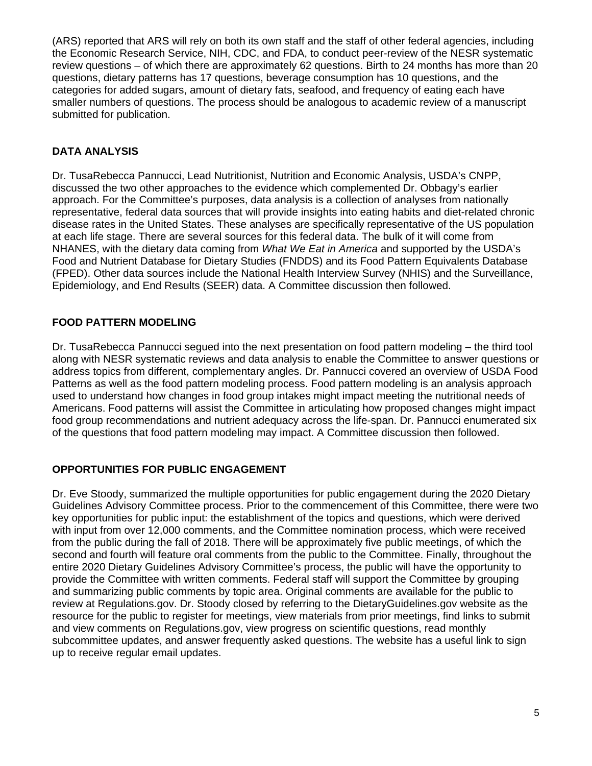(ARS) reported that ARS will rely on both its own staff and the staff of other federal agencies, including the Economic Research Service, NIH, CDC, and FDA, to conduct peer-review of the NESR systematic review questions – of which there are approximately 62 questions. Birth to 24 months has more than 20 questions, dietary patterns has 17 questions, beverage consumption has 10 questions, and the categories for added sugars, amount of dietary fats, seafood, and frequency of eating each have smaller numbers of questions. The process should be analogous to academic review of a manuscript submitted for publication.

## DATA ANALYSIS

Dr. TusaRebecca Pannucci, Lead Nutritionist, Nutrition and Economic Analysis, USDA's CNPP, discussed the two other approaches to the evidence which complemented Dr. Obbagy's earlier approach. For the Committee's purposes, data analysis is a collection of analyses from nationally representative, federal data sources that will provide insights into eating habits and diet-related chronic disease rates in the United States. These analyses are specifically representative of the US population at each life stage. There are several sources for this federal data. The bulk of it will come from NHANES, with the dietary data coming from *What We Eat in America* and supported by the USDA's Food and Nutrient Database for Dietary Studies (FNDDS) and its Food Pattern Equivalents Database (FPED). Other data sources include the National Health Interview Survey (NHIS) and the Surveillance, Epidemiology, and End Results (SEER) data. A Committee discussion then followed.

## FOOD PATTERN MODELING

Dr. TusaRebecca Pannucci segued into the next presentation on food pattern modeling – the third tool along with NESR systematic reviews and data analysis to enable the Committee to answer questions or address topics from different, complementary angles. Dr. Pannucci covered an overview of USDA Food Patterns as well as the food pattern modeling process. Food pattern modeling is an analysis approach used to understand how changes in food group intakes might impact meeting the nutritional needs of Americans. Food patterns will assist the Committee in articulating how proposed changes might impact food group recommendations and nutrient adequacy across the life-span. Dr. Pannucci enumerated six of the questions that food pattern modeling may impact. A Committee discussion then followed.

## OPPORTUNITIES FOR PUBLIC ENGAGEMENT

Dr. Eve Stoody, summarized the multiple opportunities for public engagement during the 2020 Dietary Guidelines Advisory Committee process. Prior to the commencement of this Committee, there were two key opportunities for public input: the establishment of the topics and questions, which were derived with input from over 12,000 comments, and the Committee nomination process, which were received from the public during the fall of 2018. There will be approximately five public meetings, of which the second and fourth will feature oral comments from the public to the Committee. Finally, throughout the entire 2020 Dietary Guidelines Advisory Committee's process, the public will have the opportunity to provide the Committee with written comments. Federal staff will support the Committee by grouping and summarizing public comments by topic area. Original comments are available for the public to review at Regulations.gov. Dr. Stoody closed by referring to the DietaryGuidelines.gov website as the resource for the public to register for meetings, view materials from prior meetings, find links to submit and view comments on Regulations.gov, view progress on scientific questions, read monthly subcommittee updates, and answer frequently asked questions. The website has a useful link to sign up to receive regular email updates.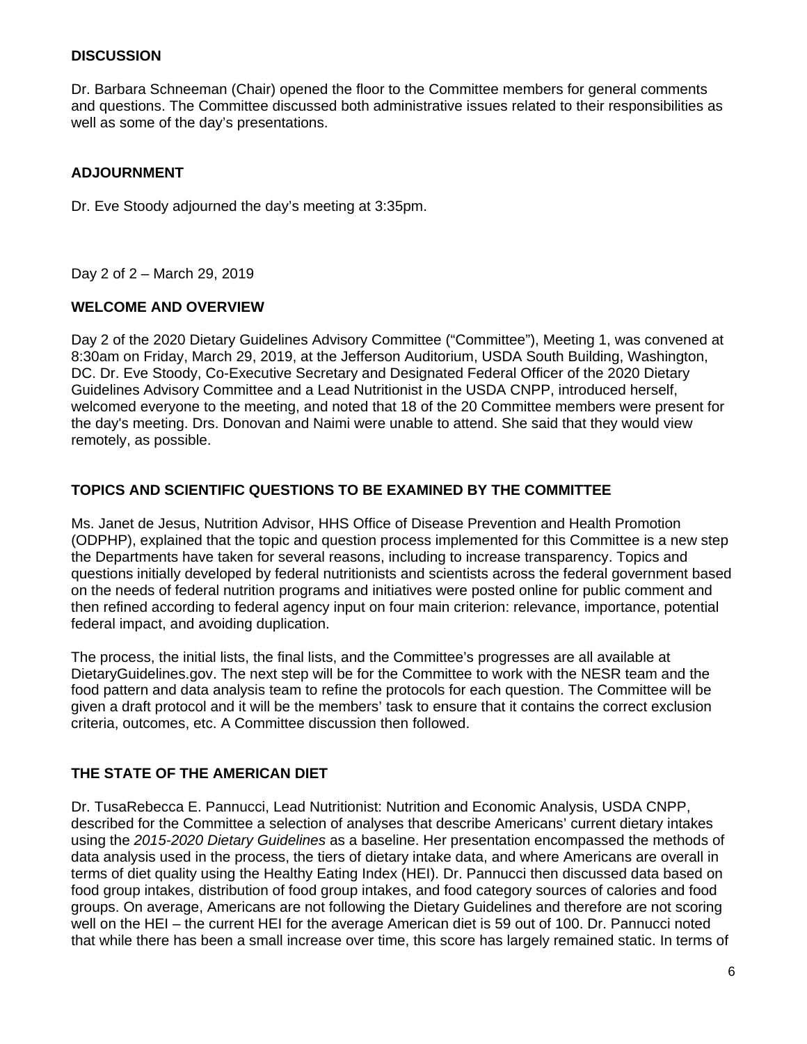## DISCUSSION

Dr. Barbara Schneeman (Chair) opened the floor to the Committee members for general comments and questions. The Committee discussed both administrative issues related to their responsibilities as well as some of the day's presentations.

## ADJOURNMENT

Dr. Eve Stoody adjourned the day's meeting at 3:35pm.

Day 2 of 2 – March 29, 2019

## WELCOME AND OVERVIEW

Day 2 of the 2020 Dietary Guidelines Advisory Committee ("Committee"), Meeting 1, was convened at 8:30am on Friday, March 29, 2019, at the Jefferson Auditorium, USDA South Building, Washington, DC. Dr. Eve Stoody, Co-Executive Secretary and Designated Federal Officer of the 2020 Dietary Guidelines Advisory Committee and a Lead Nutritionist in the USDA CNPP, introduced herself, welcomed everyone to the meeting, and noted that 18 of the 20 Committee members were present for the day's meeting. Drs. Donovan and Naimi were unable to attend. She said that they would view remotely, as possible.

## TOPICS AND SCIENTIFIC QUESTIONS TO BE EXAMINED BY THE COMMITTEE

Ms. Janet de Jesus, Nutrition Advisor, HHS Office of Disease Prevention and Health Promotion (ODPHP), explained that the topic and question process implemented for this Committee is a new step the Departments have taken for several reasons, including to increase transparency. Topics and questions initially developed by federal nutritionists and scientists across the federal government based on the needs of federal nutrition programs and initiatives were posted online for public comment and then refined according to federal agency input on four main criterion: relevance, importance, potential federal impact, and avoiding duplication.

The process, the initial lists, the final lists, and the Committee's progresses are all available at DietaryGuidelines.gov. The next step will be for the Committee to work with the NESR team and the food pattern and data analysis team to refine the protocols for each question. The Committee will be given a draft protocol and it will be the members' task to ensure that it contains the correct exclusion criteria, outcomes, etc. A Committee discussion then followed.

## THE STATE OF THE AMERICAN DIET

Dr. TusaRebecca E. Pannucci, Lead Nutritionist: Nutrition and Economic Analysis, USDA CNPP, described for the Committee a selection of analyses that describe Americans' current dietary intakes using the *2015-2020 Dietary Guidelines* as a baseline. Her presentation encompassed the methods of data analysis used in the process, the tiers of dietary intake data, and where Americans are overall in terms of diet quality using the Healthy Eating Index (HEI). Dr. Pannucci then discussed data based on food group intakes, distribution of food group intakes, and food category sources of calories and food groups. On average, Americans are not following the Dietary Guidelines and therefore are not scoring well on the HEI – the current HEI for the average American diet is 59 out of 100. Dr. Pannucci noted that while there has been a small increase over time, this score has largely remained static. In terms of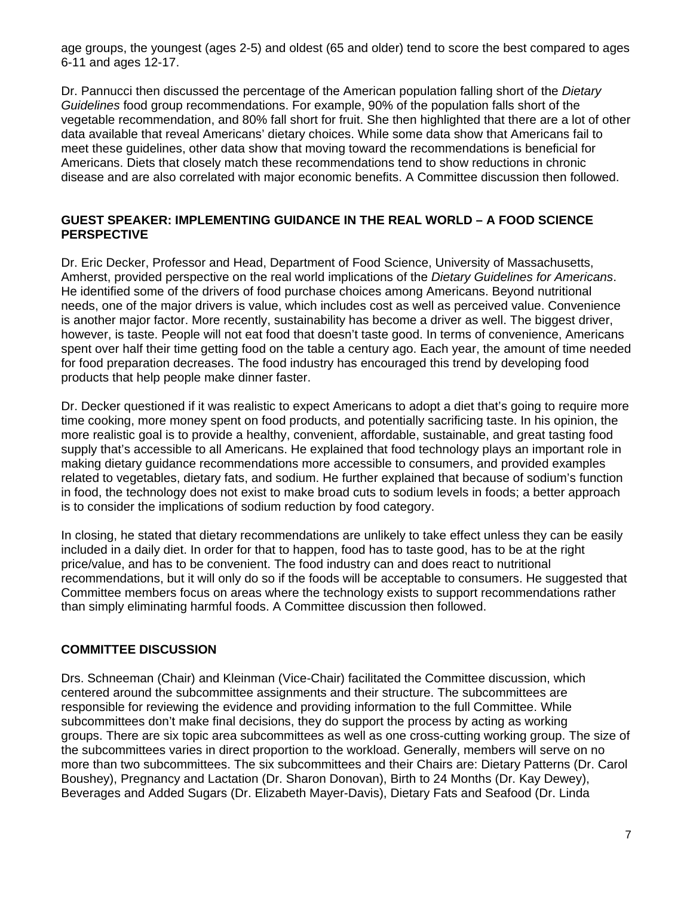age groups, the youngest (ages 2-5) and oldest (65 and older) tend to score the best compared to ages 6-11 and ages 12-17.

Dr. Pannucci then discussed the percentage of the American population falling short of the *Dietary Guidelines* food group recommendations. For example, 90% of the population falls short of the vegetable recommendation, and 80% fall short for fruit. She then highlighted that there are a lot of other data available that reveal Americans' dietary choices. While some data show that Americans fail to meet these guidelines, other data show that moving toward the recommendations is beneficial for Americans. Diets that closely match these recommendations tend to show reductions in chronic disease and are also correlated with major economic benefits. A Committee discussion then followed.

## GUEST SPEAKER: IMPLEMENTING GUIDANCE IN THE REAL WORLD – A FOOD SCIENCE PERSPECTIVE

Dr. Eric Decker, Professor and Head, Department of Food Science, University of Massachusetts, Amherst, provided perspective on the real world implications of the *Dietary Guidelines for Americans*. He identified some of the drivers of food purchase choices among Americans. Beyond nutritional needs, one of the major drivers is value, which includes cost as well as perceived value. Convenience is another major factor. More recently, sustainability has become a driver as well. The biggest driver, however, is taste. People will not eat food that doesn't taste good. In terms of convenience, Americans spent over half their time getting food on the table a century ago. Each year, the amount of time needed for food preparation decreases. The food industry has encouraged this trend by developing food products that help people make dinner faster.

Dr. Decker questioned if it was realistic to expect Americans to adopt a diet that's going to require more time cooking, more money spent on food products, and potentially sacrificing taste. In his opinion, the more realistic goal is to provide a healthy, convenient, affordable, sustainable, and great tasting food supply that's accessible to all Americans. He explained that food technology plays an important role in making dietary guidance recommendations more accessible to consumers, and provided examples related to vegetables, dietary fats, and sodium. He further explained that because of sodium's function in food, the technology does not exist to make broad cuts to sodium levels in foods; a better approach is to consider the implications of sodium reduction by food category.

In closing, he stated that dietary recommendations are unlikely to take effect unless they can be easily included in a daily diet. In order for that to happen, food has to taste good, has to be at the right price/value, and has to be convenient. The food industry can and does react to nutritional recommendations, but it will only do so if the foods will be acceptable to consumers. He suggested that Committee members focus on areas where the technology exists to support recommendations rather than simply eliminating harmful foods. A Committee discussion then followed.

## COMMITTEE DISCUSSION

Drs. Schneeman (Chair) and Kleinman (Vice-Chair) facilitated the Committee discussion, which centered around the subcommittee assignments and their structure. The subcommittees are responsible for reviewing the evidence and providing information to the full Committee. While subcommittees don't make final decisions, they do support the process by acting as working groups. There are six topic area subcommittees as well as one cross-cutting working group. The size of the subcommittees varies in direct proportion to the workload. Generally, members will serve on no more than two subcommittees. The six subcommittees and their Chairs are: Dietary Patterns (Dr. Carol Boushey), Pregnancy and Lactation (Dr. Sharon Donovan), Birth to 24 Months (Dr. Kay Dewey), Beverages and Added Sugars (Dr. Elizabeth Mayer-Davis), Dietary Fats and Seafood (Dr. Linda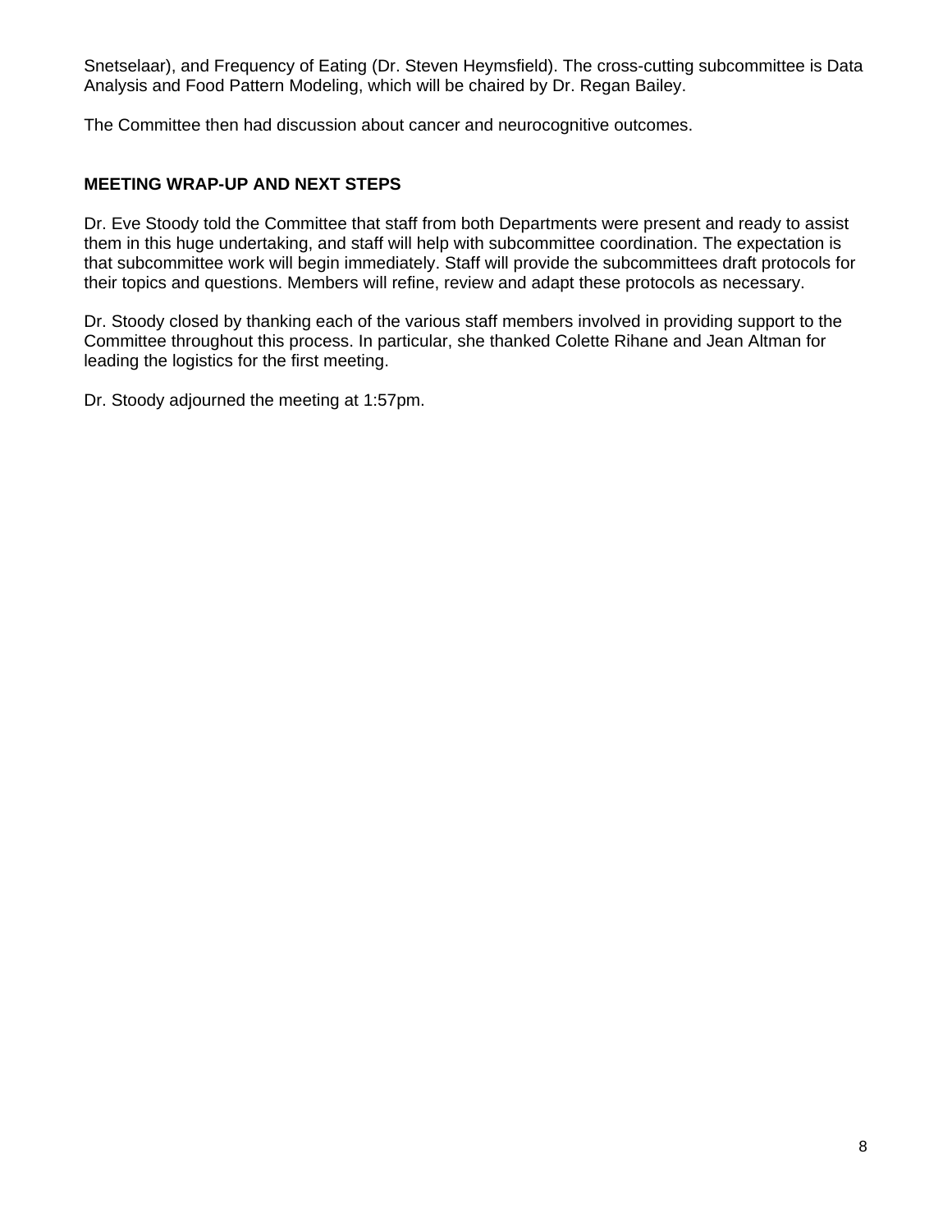Snetselaar), and Frequency of Eating (Dr. Steven Heymsfield). The cross-cutting subcommittee is Data Analysis and Food Pattern Modeling, which will be chaired by Dr. Regan Bailey.

The Committee then had discussion about cancer and neurocognitive outcomes.

## MEETING WRAP-UP AND NEXT STEPS

Dr. Eve Stoody told the Committee that staff from both Departments were present and ready to assist them in this huge undertaking, and staff will help with subcommittee coordination. The expectation is that subcommittee work will begin immediately. Staff will provide the subcommittees draft protocols for their topics and questions. Members will refine, review and adapt these protocols as necessary.

Dr. Stoody closed by thanking each of the various staff members involved in providing support to the Committee throughout this process. In particular, she thanked Colette Rihane and Jean Altman for leading the logistics for the first meeting.

Dr. Stoody adjourned the meeting at 1:57pm.